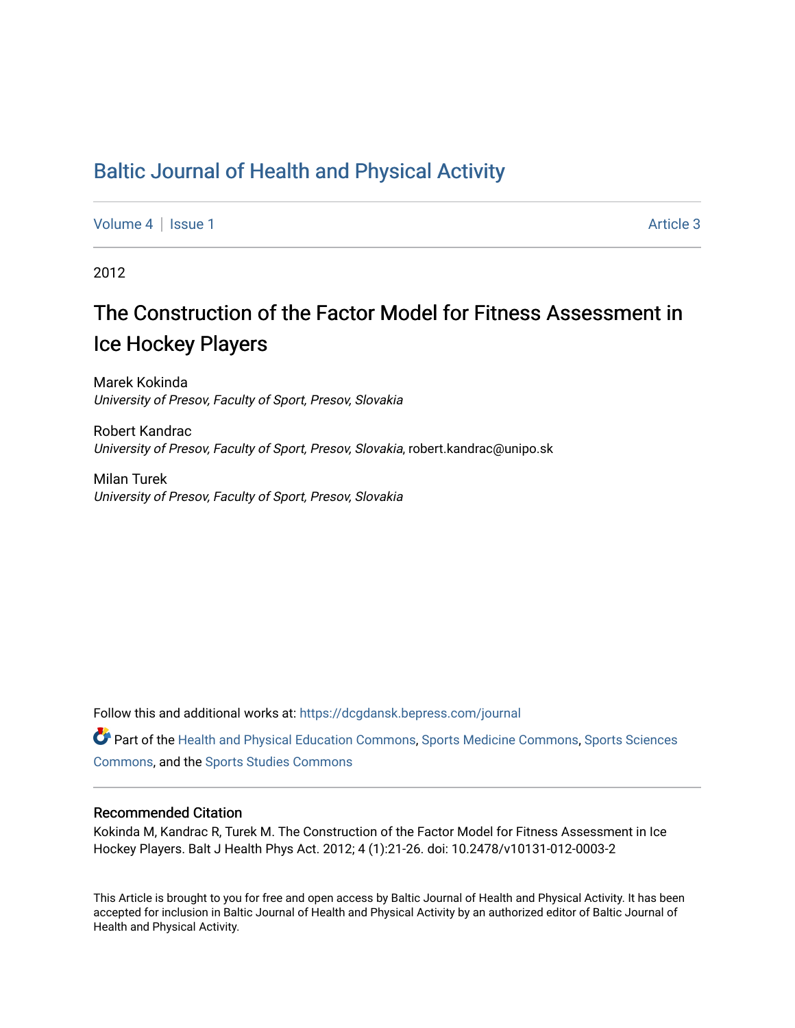# Baltic Journal of Health and Physical Activity

Volume 4 | Issue 1 Article 3

2012

## The Construction of the Factor Model for Fitness Assessment in Ice Hockey Players

Marek Kokinda
*University of Presov, Faculty of Sport, Presov, Slovakia*

Robert Kandrac
*University of Presov, Faculty of Sport, Presov, Slovakia*, robert.kandrac@unipo.sk

Milan Turek
*University of Presov, Faculty of Sport, Presov, Slovakia*

Follow this and additional works at: https://dcgdansk.bepress.com/journal

Part of the Health and Physical Education Commons, Sports Medicine Commons, Sports Sciences Commons, and the Sports Studies Commons

### Recommended Citation

Kokinda M, Kandrac R, Turek M. The Construction of the Factor Model for Fitness Assessment in Ice Hockey Players. Balt J Health Phys Act. 2012; 4 (1):21-26. doi: 10.2478/v10131-012-0003-2

This Article is brought to you for free and open access by Baltic Journal of Health and Physical Activity. It has been accepted for inclusion in Baltic Journal of Health and Physical Activity by an authorized editor of Baltic Journal of Health and Physical Activity.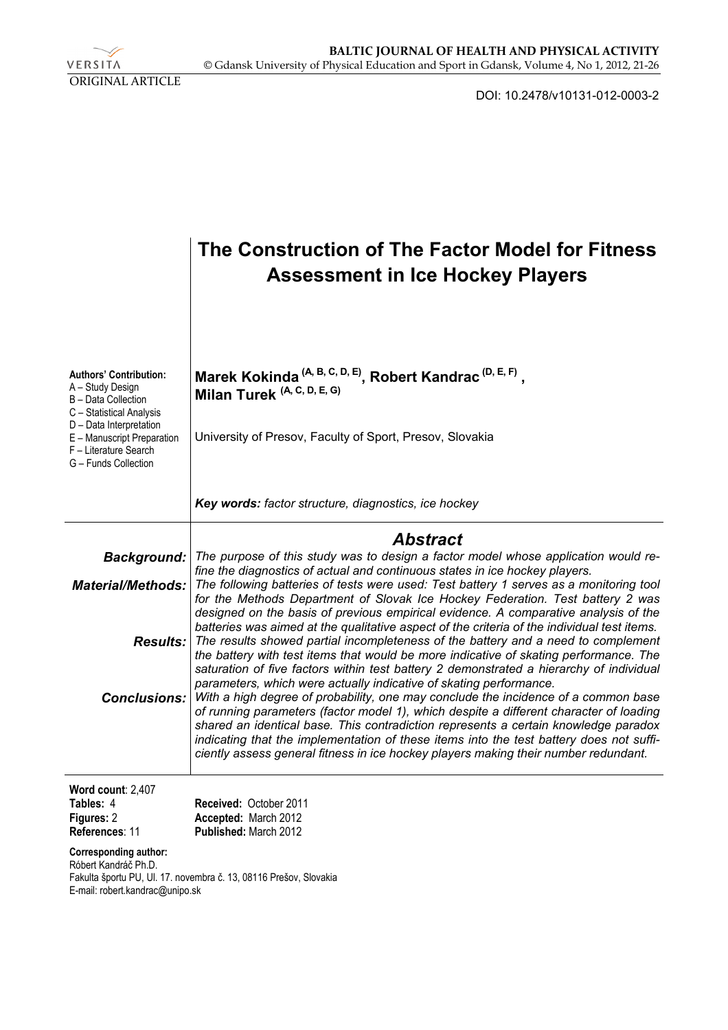ORIGINAL ARTICLE

DOI: 10.2478/v10131-012-0003-2

# The Construction of The Factor Model for Fitness Assessment in Ice Hockey Players

**Marek Kokinda (A, B, C, D, E), Robert Kandrac (D, E, F), Milan Turek (A, C, D, E, G)**

University of Presov, Faculty of Sport, Presov, Slovakia

**Authors' Contribution:**
A – Study Design
B – Data Collection
C – Statistical Analysis
D – Data Interpretation
E – Manuscript Preparation
F – Literature Search
G – Funds Collection

***Key words:*** *factor structure, diagnostics, ice hockey*

## *Abstract*

***Background:*** *The purpose of this study was to design a factor model whose application would refine the diagnostics of actual and continuous states in ice hockey players.*

***Material/Methods:*** *The following batteries of tests were used: Test battery 1 serves as a monitoring tool for the Methods Department of Slovak Ice Hockey Federation. Test battery 2 was designed on the basis of previous empirical evidence. A comparative analysis of the batteries was aimed at the qualitative aspect of the criteria of the individual test items.*

***Results:*** *The results showed partial incompleteness of the battery and a need to complement the battery with test items that would be more indicative of skating performance. The saturation of five factors within test battery 2 demonstrated a hierarchy of individual parameters, which were actually indicative of skating performance.*

***Conclusions:*** *With a high degree of probability, one may conclude the incidence of a common base of running parameters (factor model 1), which despite a different character of loading shared an identical base. This contradiction represents a certain knowledge paradox indicating that the implementation of these items into the test battery does not sufficiently assess general fitness in ice hockey players making their number redundant.*

**Word count**: 2,407
**Tables:** 4
**Figures:** 2
**References**: 11

**Received:** October 2011
**Accepted:** March 2012
**Published:** March 2012

**Corresponding author:**
Róbert Kandráč Ph.D.
Fakulta športu PU, Ul. 17. novembra č. 13, 08116 Prešov, Slovakia
E-mail: robert.kandrac@unipo.sk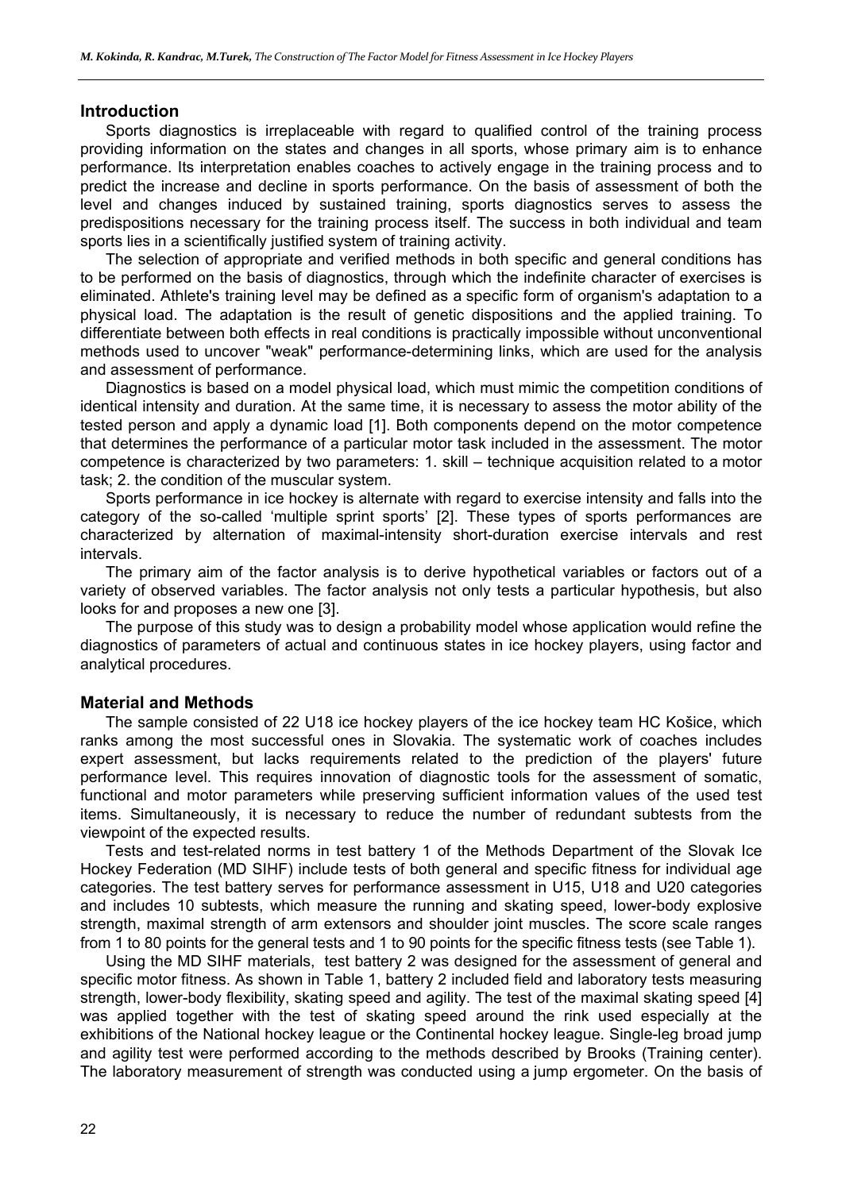## Introduction

Sports diagnostics is irreplaceable with regard to qualified control of the training process providing information on the states and changes in all sports, whose primary aim is to enhance performance. Its interpretation enables coaches to actively engage in the training process and to predict the increase and decline in sports performance. On the basis of assessment of both the level and changes induced by sustained training, sports diagnostics serves to assess the predispositions necessary for the training process itself. The success in both individual and team sports lies in a scientifically justified system of training activity.

The selection of appropriate and verified methods in both specific and general conditions has to be performed on the basis of diagnostics, through which the indefinite character of exercises is eliminated. Athlete's training level may be defined as a specific form of organism's adaptation to a physical load. The adaptation is the result of genetic dispositions and the applied training. To differentiate between both effects in real conditions is practically impossible without unconventional methods used to uncover "weak" performance-determining links, which are used for the analysis and assessment of performance.

Diagnostics is based on a model physical load, which must mimic the competition conditions of identical intensity and duration. At the same time, it is necessary to assess the motor ability of the tested person and apply a dynamic load [1]. Both components depend on the motor competence that determines the performance of a particular motor task included in the assessment. The motor competence is characterized by two parameters: 1. skill – technique acquisition related to a motor task; 2. the condition of the muscular system.

Sports performance in ice hockey is alternate with regard to exercise intensity and falls into the category of the so-called 'multiple sprint sports' [2]. These types of sports performances are characterized by alternation of maximal-intensity short-duration exercise intervals and rest intervals.

The primary aim of the factor analysis is to derive hypothetical variables or factors out of a variety of observed variables. The factor analysis not only tests a particular hypothesis, but also looks for and proposes a new one [3].

The purpose of this study was to design a probability model whose application would refine the diagnostics of parameters of actual and continuous states in ice hockey players, using factor and analytical procedures.

## Material and Methods

The sample consisted of 22 U18 ice hockey players of the ice hockey team HC Košice, which ranks among the most successful ones in Slovakia. The systematic work of coaches includes expert assessment, but lacks requirements related to the prediction of the players' future performance level. This requires innovation of diagnostic tools for the assessment of somatic, functional and motor parameters while preserving sufficient information values of the used test items. Simultaneously, it is necessary to reduce the number of redundant subtests from the viewpoint of the expected results.

Tests and test-related norms in test battery 1 of the Methods Department of the Slovak Ice Hockey Federation (MD SIHF) include tests of both general and specific fitness for individual age categories. The test battery serves for performance assessment in U15, U18 and U20 categories and includes 10 subtests, which measure the running and skating speed, lower-body explosive strength, maximal strength of arm extensors and shoulder joint muscles. The score scale ranges from 1 to 80 points for the general tests and 1 to 90 points for the specific fitness tests (see Table 1).

Using the MD SIHF materials, test battery 2 was designed for the assessment of general and specific motor fitness. As shown in Table 1, battery 2 included field and laboratory tests measuring strength, lower-body flexibility, skating speed and agility. The test of the maximal skating speed [4] was applied together with the test of skating speed around the rink used especially at the exhibitions of the National hockey league or the Continental hockey league. Single-leg broad jump and agility test were performed according to the methods described by Brooks (Training center). The laboratory measurement of strength was conducted using a jump ergometer. On the basis of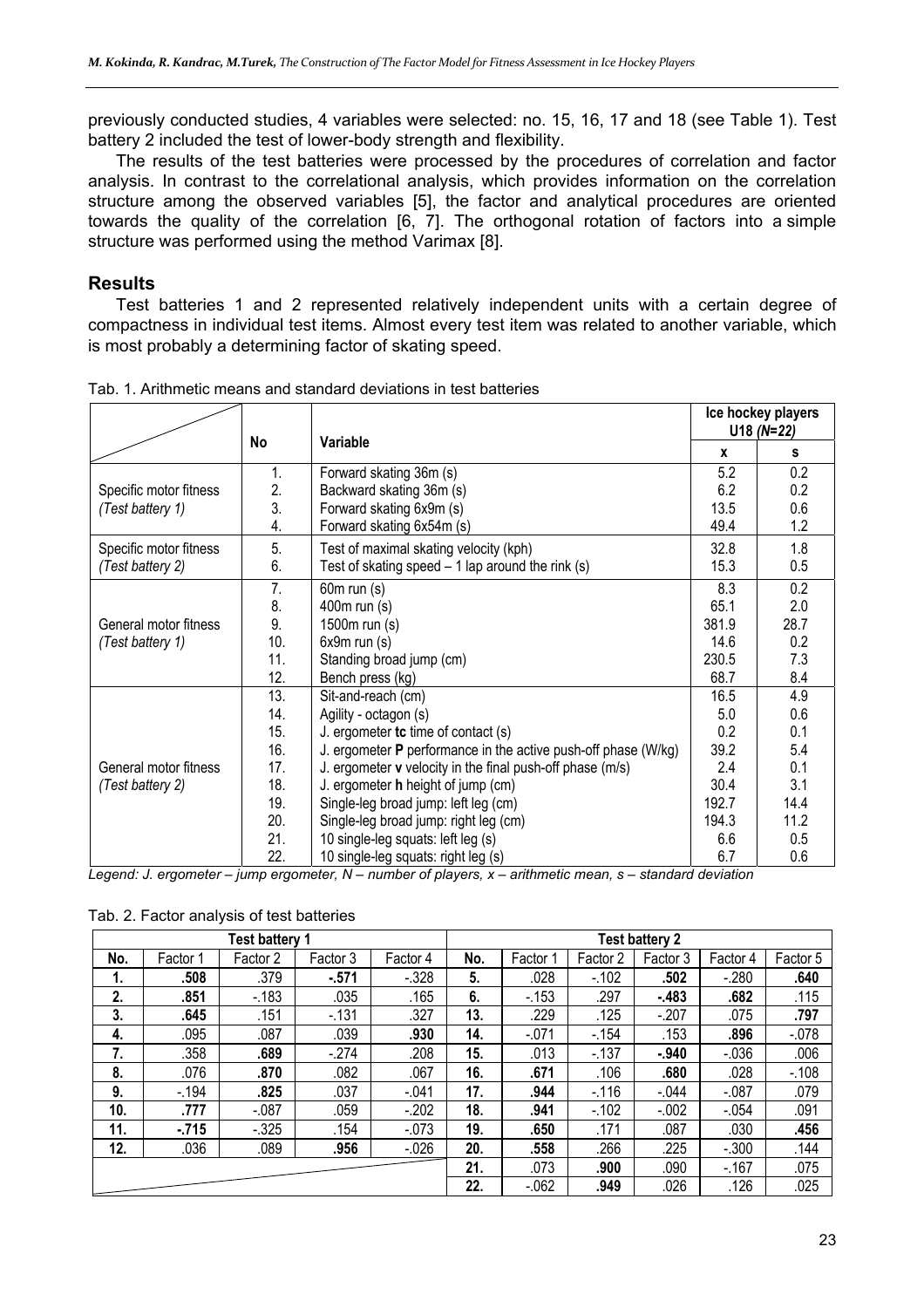previously conducted studies, 4 variables were selected: no. 15, 16, 17 and 18 (see Table 1). Test battery 2 included the test of lower-body strength and flexibility.

The results of the test batteries were processed by the procedures of correlation and factor analysis. In contrast to the correlational analysis, which provides information on the correlation structure among the observed variables [5], the factor and analytical procedures are oriented towards the quality of the correlation [6, 7]. The orthogonal rotation of factors into a simple structure was performed using the method Varimax [8].

## Results

Test batteries 1 and 2 represented relatively independent units with a certain degree of compactness in individual test items. Almost every test item was related to another variable, which is most probably a determining factor of skating speed.

Tab. 1. Arithmetic means and standard deviations in test batteries

| | No | Variable | Ice hockey players U18 *(N=22)* x | s |
|---|---|---|---|---|
| Specific motor fitness *(Test battery 1)* | 1. | Forward skating 36m (s) | 5.2 | 0.2 |
| | 2. | Backward skating 36m (s) | 6.2 | 0.2 |
| | 3. | Forward skating 6x9m (s) | 13.5 | 0.6 |
| | 4. | Forward skating 6x54m (s) | 49.4 | 1.2 |
| Specific motor fitness *(Test battery 2)* | 5. | Test of maximal skating velocity (kph) | 32.8 | 1.8 |
| | 6. | Test of skating speed – 1 lap around the rink (s) | 15.3 | 0.5 |
| General motor fitness *(Test battery 1)* | 7. | 60m run (s) | 8.3 | 0.2 |
| | 8. | 400m run (s) | 65.1 | 2.0 |
| | 9. | 1500m run (s) | 381.9 | 28.7 |
| | 10. | 6x9m run (s) | 14.6 | 0.2 |
| | 11. | Standing broad jump (cm) | 230.5 | 7.3 |
| | 12. | Bench press (kg) | 68.7 | 8.4 |
| General motor fitness *(Test battery 2)* | 13. | Sit-and-reach (cm) | 16.5 | 4.9 |
| | 14. | Agility - octagon (s) | 5.0 | 0.6 |
| | 15. | J. ergometer **tc** time of contact (s) | 0.2 | 0.1 |
| | 16. | J. ergometer **P** performance in the active push-off phase (W/kg) | 39.2 | 5.4 |
| | 17. | J. ergometer **v** velocity in the final push-off phase (m/s) | 2.4 | 0.1 |
| | 18. | J. ergometer **h** height of jump (cm) | 30.4 | 3.1 |
| | 19. | Single-leg broad jump: left leg (cm) | 192.7 | 14.4 |
| | 20. | Single-leg broad jump: right leg (cm) | 194.3 | 11.2 |
| | 21. | 10 single-leg squats: left leg (s) | 6.6 | 0.5 |
| | 22. | 10 single-leg squats: right leg (s) | 6.7 | 0.6 |

*Legend: J. ergometer – jump ergometer, N – number of players, x – arithmetic mean, s – standard deviation*

Tab. 2. Factor analysis of test batteries

| Test battery 1 | | | | | Test battery 2 | | | | | |
|---|---|---|---|---|---|---|---|---|---|---|
| **No.** | Factor 1 | Factor 2 | Factor 3 | Factor 4 | **No.** | Factor 1 | Factor 2 | Factor 3 | Factor 4 | Factor 5 |
| **1.** | **.508** | .379 | **-.571** | -.328 | **5.** | .028 | -.102 | **.502** | -.280 | **.640** |
| **2.** | **.851** | -.183 | .035 | .165 | **6.** | -.153 | .297 | **-.483** | **.682** | .115 |
| **3.** | **.645** | .151 | -.131 | .327 | **13.** | .229 | .125 | -.207 | .075 | **.797** |
| **4.** | .095 | .087 | .039 | **.930** | **14.** | -.071 | -.154 | .153 | **.896** | -.078 |
| **7.** | .358 | **.689** | -.274 | .208 | **15.** | .013 | -.137 | **-.940** | -.036 | .006 |
| **8.** | .076 | **.870** | .082 | .067 | **16.** | **.671** | .106 | **.680** | .028 | -.108 |
| **9.** | -.194 | **.825** | .037 | -.041 | **17.** | **.944** | -.116 | -.044 | -.087 | .079 |
| **10.** | **.777** | -.087 | .059 | -.202 | **18.** | **.941** | -.102 | -.002 | -.054 | .091 |
| **11.** | **-.715** | -.325 | .154 | -.073 | **19.** | **.650** | .171 | .087 | .030 | **.456** |
| **12.** | .036 | .089 | **.956** | -.026 | **20.** | **.558** | .266 | .225 | -.300 | .144 |
| | | | | | **21.** | .073 | **.900** | .090 | -.167 | .075 |
| | | | | | **22.** | -.062 | **.949** | .026 | .126 | .025 |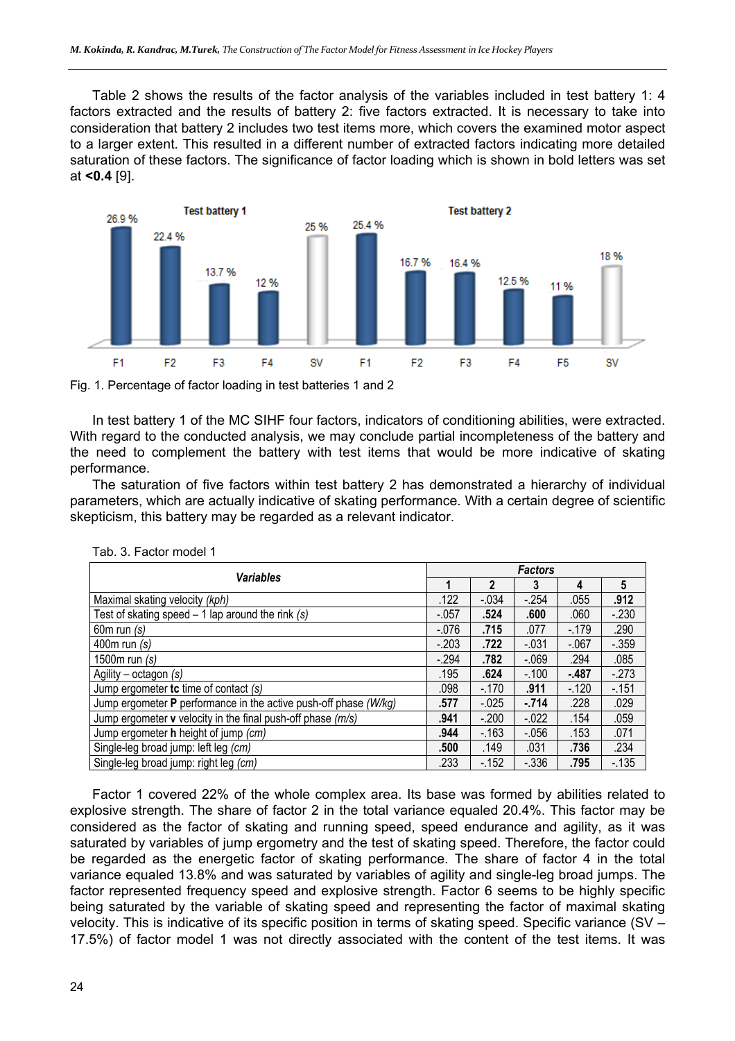Table 2 shows the results of the factor analysis of the variables included in test battery 1: 4 factors extracted and the results of battery 2: five factors extracted. It is necessary to take into consideration that battery 2 includes two test items more, which covers the examined motor aspect to a larger extent. This resulted in a different number of extracted factors indicating more detailed saturation of these factors. The significance of factor loading which is shown in bold letters was set at **<0.4** [9].

Fig. 1. Percentage of factor loading in test batteries 1 and 2

In test battery 1 of the MC SIHF four factors, indicators of conditioning abilities, were extracted. With regard to the conducted analysis, we may conclude partial incompleteness of the battery and the need to complement the battery with test items that would be more indicative of skating performance.

The saturation of five factors within test battery 2 has demonstrated a hierarchy of individual parameters, which are actually indicative of skating performance. With a certain degree of scientific skepticism, this battery may be regarded as a relevant indicator.

Tab. 3. Factor model 1

| ***Variables*** | ***Factors*** | | | | |
|---|---|---|---|---|---|
| | **1** | **2** | **3** | **4** | **5** |
| Maximal skating velocity *(kph)* | .122 | -.034 | -.254 | .055 | **.912** |
| Test of skating speed – 1 lap around the rink *(s)* | -.057 | **.524** | **.600** | .060 | -.230 |
| 60m run *(s)* | -.076 | **.715** | .077 | -.179 | .290 |
| 400m run *(s)* | -.203 | **.722** | -.031 | -.067 | -.359 |
| 1500m run *(s)* | -.294 | **.782** | -.069 | .294 | .085 |
| Agility – octagon *(s)* | .195 | **.624** | -.100 | **-.487** | -.273 |
| Jump ergometer **tc** time of contact *(s)* | .098 | -.170 | **.911** | -.120 | -.151 |
| Jump ergometer **P** performance in the active push-off phase *(W/kg)* | **.577** | -.025 | **-.714** | .228 | .029 |
| Jump ergometer **v** velocity in the final push-off phase *(m/s)* | **.941** | -.200 | -.022 | .154 | .059 |
| Jump ergometer **h** height of jump *(cm)* | **.944** | -.163 | -.056 | .153 | .071 |
| Single-leg broad jump: left leg *(cm)* | **.500** | .149 | .031 | **.736** | .234 |
| Single-leg broad jump: right leg *(cm)* | .233 | -.152 | -.336 | **.795** | -.135 |

Factor 1 covered 22% of the whole complex area. Its base was formed by abilities related to explosive strength. The share of factor 2 in the total variance equaled 20.4%. This factor may be considered as the factor of skating and running speed, speed endurance and agility, as it was saturated by variables of jump ergometry and the test of skating speed. Therefore, the factor could be regarded as the energetic factor of skating performance. The share of factor 4 in the total variance equaled 13.8% and was saturated by variables of agility and single-leg broad jumps. The factor represented frequency speed and explosive strength. Factor 6 seems to be highly specific being saturated by the variable of skating speed and representing the factor of maximal skating velocity. This is indicative of its specific position in terms of skating speed. Specific variance (SV – 17.5%) of factor model 1 was not directly associated with the content of the test items. It was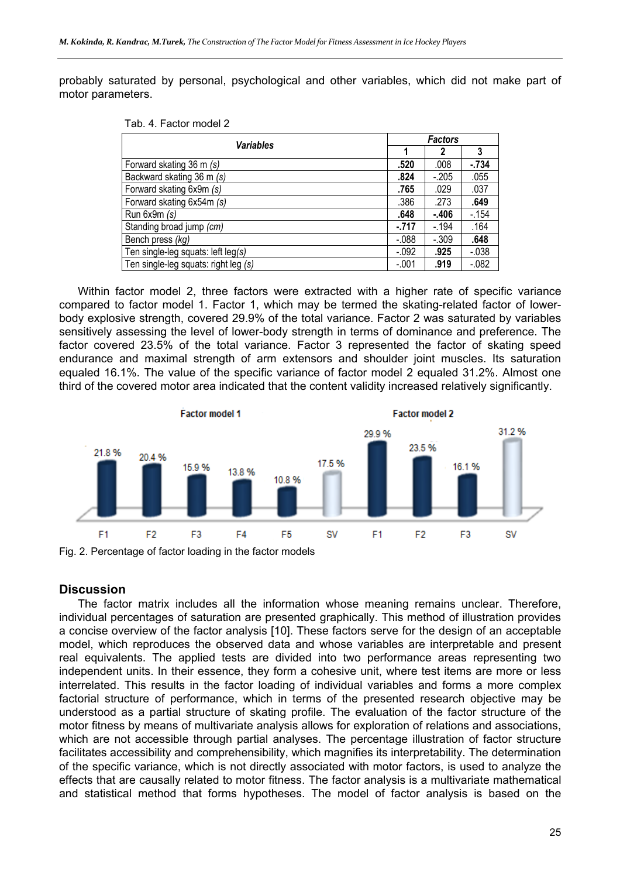probably saturated by personal, psychological and other variables, which did not make part of motor parameters.

Tab. 4. Factor model 2

| *Variables* | *Factors* | | |
|---|---|---|---|
| | **1** | **2** | **3** |
| Forward skating 36 m *(s)* | **.520** | .008 | **-.734** |
| Backward skating 36 m *(s)* | **.824** | -.205 | .055 |
| Forward skating 6x9m *(s)* | **.765** | .029 | .037 |
| Forward skating 6x54m *(s)* | .386 | .273 | **.649** |
| Run 6x9m *(s)* | **.648** | **-.406** | -.154 |
| Standing broad jump *(cm)* | **-.717** | -.194 | .164 |
| Bench press *(kg)* | -.088 | -.309 | **.648** |
| Ten single-leg squats: left leg*(s)* | -.092 | **.925** | -.038 |
| Ten single-leg squats: right leg *(s)* | -.001 | **.919** | -.082 |

Within factor model 2, three factors were extracted with a higher rate of specific variance compared to factor model 1. Factor 1, which may be termed the skating-related factor of lower-body explosive strength, covered 29.9% of the total variance. Factor 2 was saturated by variables sensitively assessing the level of lower-body strength in terms of dominance and preference. The factor covered 23.5% of the total variance. Factor 3 represented the factor of skating speed endurance and maximal strength of arm extensors and shoulder joint muscles. Its saturation equaled 16.1%. The value of the specific variance of factor model 2 equaled 31.2%. Almost one third of the covered motor area indicated that the content validity increased relatively significantly.

Fig. 2. Percentage of factor loading in the factor models

## Discussion

The factor matrix includes all the information whose meaning remains unclear. Therefore, individual percentages of saturation are presented graphically. This method of illustration provides a concise overview of the factor analysis [10]. These factors serve for the design of an acceptable model, which reproduces the observed data and whose variables are interpretable and present real equivalents. The applied tests are divided into two performance areas representing two independent units. In their essence, they form a cohesive unit, where test items are more or less interrelated. This results in the factor loading of individual variables and forms a more complex factorial structure of performance, which in terms of the presented research objective may be understood as a partial structure of skating profile. The evaluation of the factor structure of the motor fitness by means of multivariate analysis allows for exploration of relations and associations, which are not accessible through partial analyses. The percentage illustration of factor structure facilitates accessibility and comprehensibility, which magnifies its interpretability. The determination of the specific variance, which is not directly associated with motor factors, is used to analyze the effects that are causally related to motor fitness. The factor analysis is a multivariate mathematical and statistical method that forms hypotheses. The model of factor analysis is based on the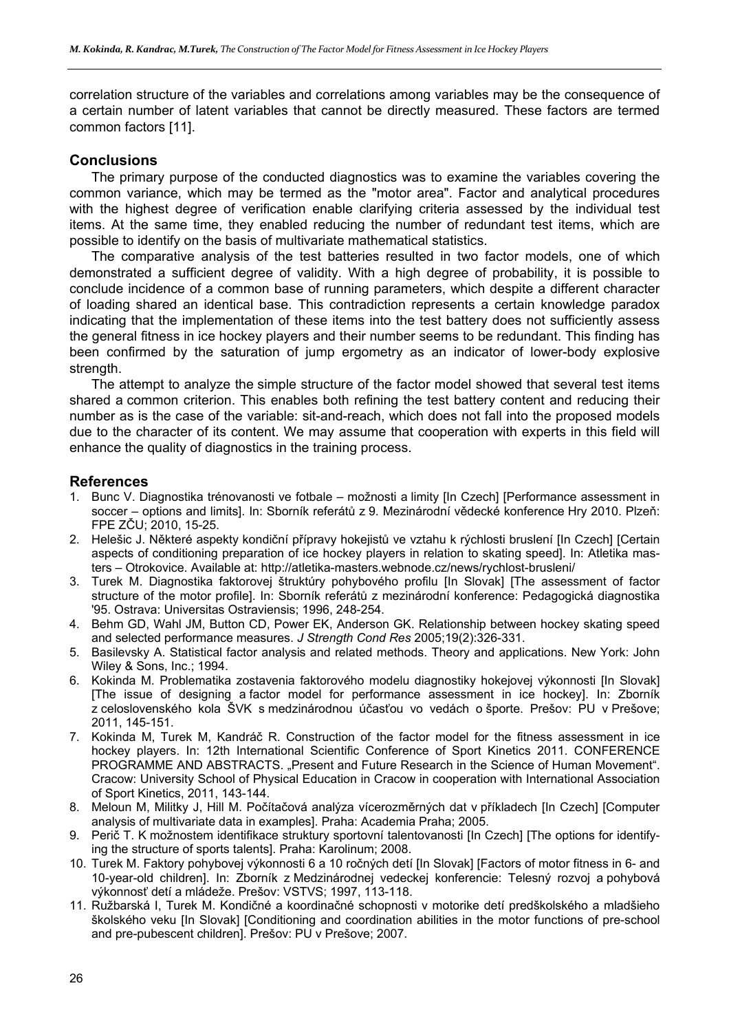correlation structure of the variables and correlations among variables may be the consequence of a certain number of latent variables that cannot be directly measured. These factors are termed common factors [11].

## Conclusions

The primary purpose of the conducted diagnostics was to examine the variables covering the common variance, which may be termed as the "motor area". Factor and analytical procedures with the highest degree of verification enable clarifying criteria assessed by the individual test items. At the same time, they enabled reducing the number of redundant test items, which are possible to identify on the basis of multivariate mathematical statistics.

The comparative analysis of the test batteries resulted in two factor models, one of which demonstrated a sufficient degree of validity. With a high degree of probability, it is possible to conclude incidence of a common base of running parameters, which despite a different character of loading shared an identical base. This contradiction represents a certain knowledge paradox indicating that the implementation of these items into the test battery does not sufficiently assess the general fitness in ice hockey players and their number seems to be redundant. This finding has been confirmed by the saturation of jump ergometry as an indicator of lower-body explosive strength.

The attempt to analyze the simple structure of the factor model showed that several test items shared a common criterion. This enables both refining the test battery content and reducing their number as is the case of the variable: sit-and-reach, which does not fall into the proposed models due to the character of its content. We may assume that cooperation with experts in this field will enhance the quality of diagnostics in the training process.

## References

1. Bunc V. Diagnostika trénovanosti ve fotbale – možnosti a limity [In Czech] [Performance assessment in soccer – options and limits]. In: Sborník referátů z 9. Mezinárodní vědecké konference Hry 2010. Plzeň: FPE ZČU; 2010, 15-25.
2. Helešic J. Některé aspekty kondiční přípravy hokejistů ve vztahu k rýchlosti bruslení [In Czech] [Certain aspects of conditioning preparation of ice hockey players in relation to skating speed]. In: Atletika masters – Otrokovice. Available at: http://atletika-masters.webnode.cz/news/rychlost-brusleni/
3. Turek M. Diagnostika faktorovej štruktúry pohybového profilu [In Slovak] [The assessment of factor structure of the motor profile]. In: Sborník referátů z mezinárodní konference: Pedagogická diagnostika '95. Ostrava: Universitas Ostraviensis; 1996, 248-254.
4. Behm GD, Wahl JM, Button CD, Power EK, Anderson GK. Relationship between hockey skating speed and selected performance measures. *J Strength Cond Res* 2005;19(2):326-331.
5. Basilevsky A. Statistical factor analysis and related methods. Theory and applications. New York: John Wiley & Sons, Inc.; 1994.
6. Kokinda M. Problematika zostavenia faktorového modelu diagnostiky hokejovej výkonnosti [In Slovak] [The issue of designing a factor model for performance assessment in ice hockey]. In: Zborník z celoslovenského kola ŠVK s medzinárodnou účasťou vo vedách o športe. Prešov: PU v Prešove; 2011, 145-151.
7. Kokinda M, Turek M, Kandráč R. Construction of the factor model for the fitness assessment in ice hockey players. In: 12th International Scientific Conference of Sport Kinetics 2011. CONFERENCE PROGRAMME AND ABSTRACTS. „Present and Future Research in the Science of Human Movement". Cracow: University School of Physical Education in Cracow in cooperation with International Association of Sport Kinetics, 2011, 143-144.
8. Meloun M, Militky J, Hill M. Počítačová analýza vícerozměrných dat v příkladech [In Czech] [Computer analysis of multivariate data in examples]. Praha: Academia Praha; 2005.
9. Perič T. K možnostem identifikace struktury sportovní talentovanosti [In Czech] [The options for identifying the structure of sports talents]. Praha: Karolinum; 2008.
10. Turek M. Faktory pohybovej výkonnosti 6 a 10 ročných detí [In Slovak] [Factors of motor fitness in 6- and 10-year-old children]. In: Zborník z Medzinárodnej vedeckej konferencie: Telesný rozvoj a pohybová výkonnosť detí a mládeže. Prešov: VSTVS; 1997, 113-118.
11. Ružbarská I, Turek M. Kondičné a koordinačné schopnosti v motorike detí predškolského a mladšieho školského veku [In Slovak] [Conditioning and coordination abilities in the motor functions of pre-school and pre-pubescent children]. Prešov: PU v Prešove; 2007.